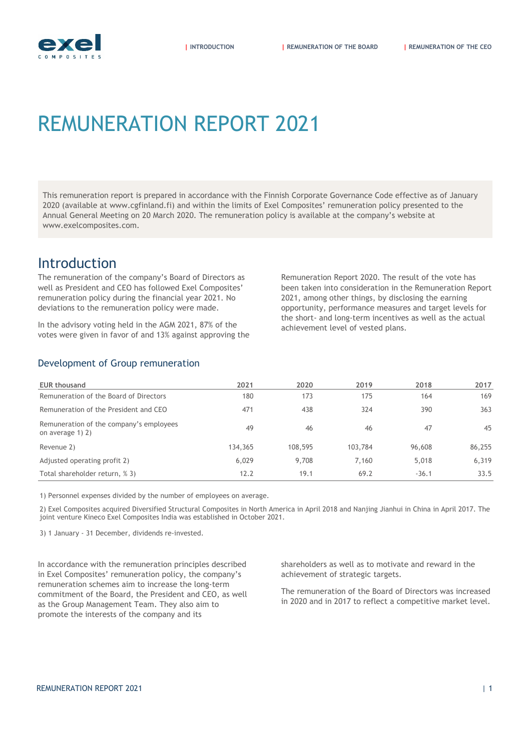# REMUNERATION REPORT 2021

This remuneration report is prepared in accordance with the Finnish Corporate Governance Code effective as of January 2020 (available at www.cgfinland.fi) and within the limits of Exel Composites' remuneration policy presented to the Annual General Meeting on 20 March 2020. The remuneration policy is available at the company's website at www.exelcomposites.com.

## Introduction

The remuneration of the company's Board of Directors as well as President and CEO has followed Exel Composites' remuneration policy during the financial year 2021. No deviations to the remuneration policy were made.

In the advisory voting held in the AGM 2021, 87% of the votes were given in favor of and 13% against approving the Remuneration Report 2020. The result of the vote has been taken into consideration in the Remuneration Report 2021, among other things, by disclosing the earning opportunity, performance measures and target levels for the short- and long-term incentives as well as the actual achievement level of vested plans.

### Development of Group remuneration

| EUR thousand | 2021 | 2020 | 2019 | 2018 | 2017 |
|---|---|---|---|---|---|
| Remuneration of the Board of Directors | 180 | 173 | 175 | 164 | 169 |
| Remuneration of the President and CEO | 471 | 438 | 324 | 390 | 363 |
| Remuneration of the company's employees on average 1) 2) | 49 | 46 | 46 | 47 | 45 |
| Revenue 2) | 134,365 | 108,595 | 103,784 | 96,608 | 86,255 |
| Adjusted operating profit 2) | 6,029 | 9,708 | 7,160 | 5,018 | 6,319 |
| Total shareholder return, % 3) | 12.2 | 19.1 | 69.2 | -36.1 | 33.5 |

1) Personnel expenses divided by the number of employees on average.

2) Exel Composites acquired Diversified Structural Composites in North America in April 2018 and Nanjing Jianhui in China in April 2017. The joint venture Kineco Exel Composites India was established in October 2021.

3) 1 January - 31 December, dividends re-invested.

In accordance with the remuneration principles described in Exel Composites' remuneration policy, the company's remuneration schemes aim to increase the long-term commitment of the Board, the President and CEO, as well as the Group Management Team. They also aim to promote the interests of the company and its shareholders as well as to motivate and reward in the achievement of strategic targets.

The remuneration of the Board of Directors was increased in 2020 and in 2017 to reflect a competitive market level.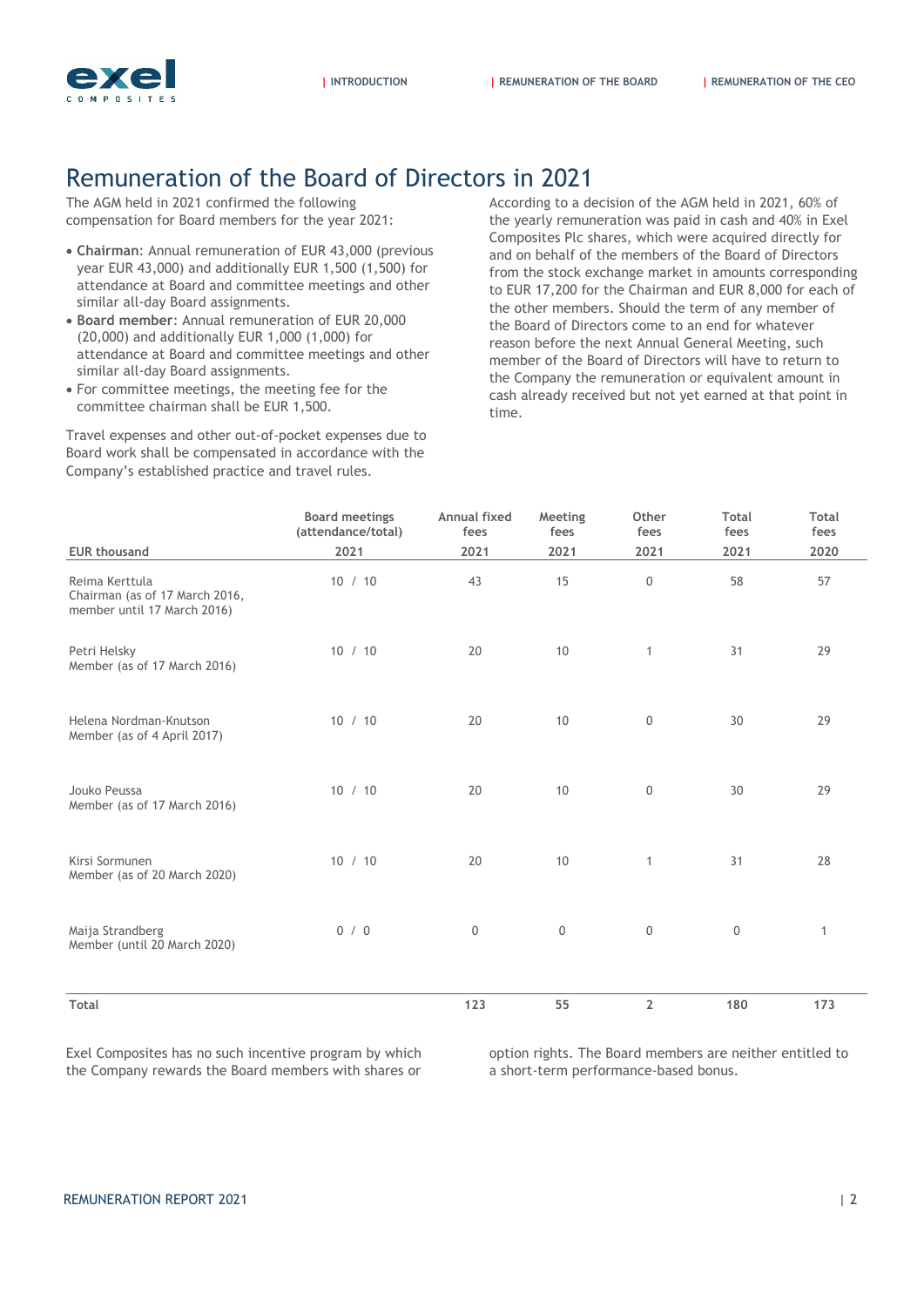# Remuneration of the Board of Directors in 2021

The AGM held in 2021 confirmed the following compensation for Board members for the year 2021:

- **Chairman**: Annual remuneration of EUR 43,000 (previous year EUR 43,000) and additionally EUR 1,500 (1,500) for attendance at Board and committee meetings and other similar all-day Board assignments.
- **Board member**: Annual remuneration of EUR 20,000 (20,000) and additionally EUR 1,000 (1,000) for attendance at Board and committee meetings and other similar all-day Board assignments.
- For committee meetings, the meeting fee for the committee chairman shall be EUR 1,500.

Travel expenses and other out-of-pocket expenses due to Board work shall be compensated in accordance with the Company's established practice and travel rules.

According to a decision of the AGM held in 2021, 60% of the yearly remuneration was paid in cash and 40% in Exel Composites Plc shares, which were acquired directly for and on behalf of the members of the Board of Directors from the stock exchange market in amounts corresponding to EUR 17,200 for the Chairman and EUR 8,000 for each of the other members. Should the term of any member of the Board of Directors come to an end for whatever reason before the next Annual General Meeting, such member of the Board of Directors will have to return to the Company the remuneration or equivalent amount in cash already received but not yet earned at that point in time.

| EUR thousand | Board meetings (attendance/total) 2021 | Annual fixed fees 2021 | Meeting fees 2021 | Other fees 2021 | Total fees 2021 | Total fees 2020 |
|---|---|---|---|---|---|---|
| Reima Kerttula<br>Chairman (as of 17 March 2016, member until 17 March 2016) | 10 / 10 | 43 | 15 | 0 | 58 | 57 |
| Petri Helsky<br>Member (as of 17 March 2016) | 10 / 10 | 20 | 10 | 1 | 31 | 29 |
| Helena Nordman-Knutson<br>Member (as of 4 April 2017) | 10 / 10 | 20 | 10 | 0 | 30 | 29 |
| Jouko Peussa<br>Member (as of 17 March 2016) | 10 / 10 | 20 | 10 | 0 | 30 | 29 |
| Kirsi Sormunen<br>Member (as of 20 March 2020) | 10 / 10 | 20 | 10 | 1 | 31 | 28 |
| Maija Strandberg<br>Member (until 20 March 2020) | 0 / 0 | 0 | 0 | 0 | 0 | 1 |
| **Total** | | **123** | **55** | **2** | **180** | **173** |

Exel Composites has no such incentive program by which the Company rewards the Board members with shares or option rights. The Board members are neither entitled to a short-term performance-based bonus.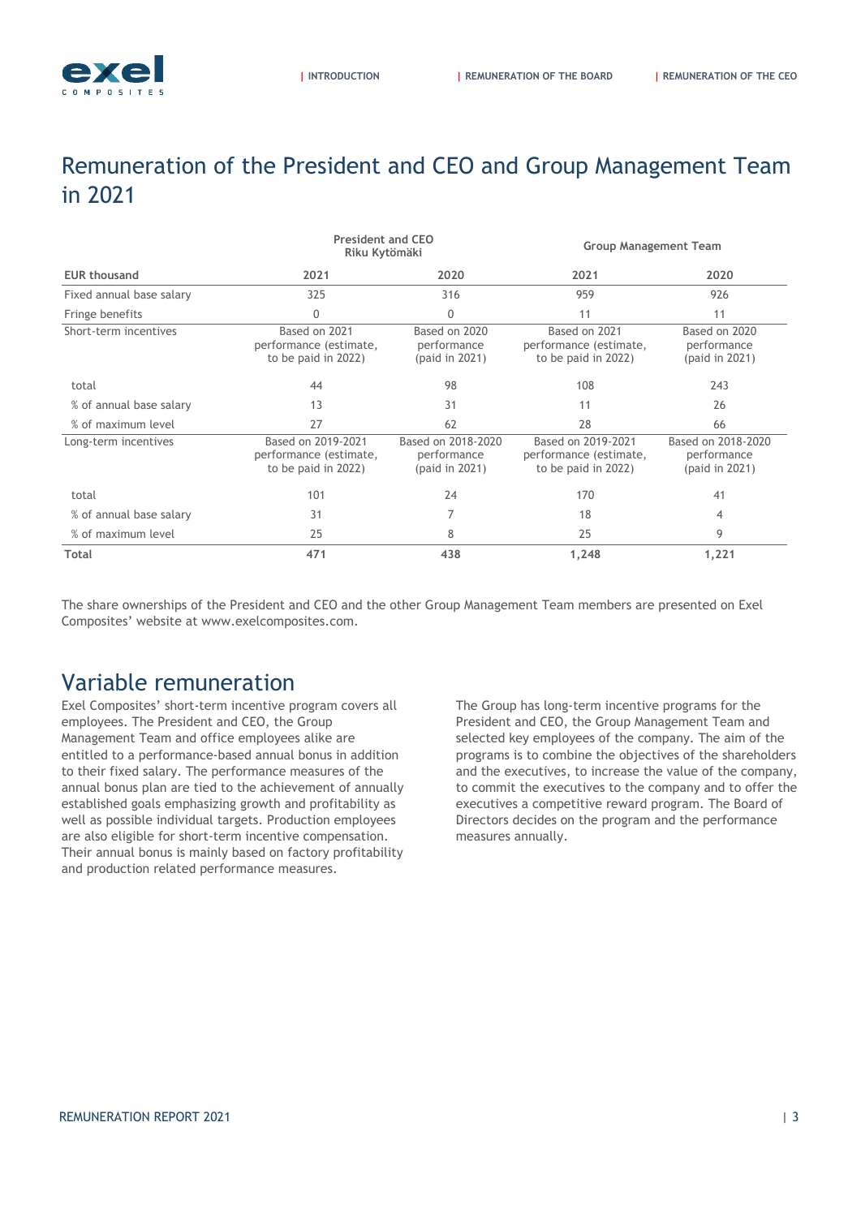## Remuneration of the President and CEO and Group Management Team in 2021

| | President and CEO Riku Kytömäki | | Group Management Team | |
|---|---|---|---|---|
| **EUR thousand** | **2021** | **2020** | **2021** | **2020** |
| Fixed annual base salary | 325 | 316 | 959 | 926 |
| Fringe benefits | 0 | 0 | 11 | 11 |
| Short-term incentives | Based on 2021 performance (estimate, to be paid in 2022) | Based on 2020 performance (paid in 2021) | Based on 2021 performance (estimate, to be paid in 2022) | Based on 2020 performance (paid in 2021) |
| total | 44 | 98 | 108 | 243 |
| % of annual base salary | 13 | 31 | 11 | 26 |
| % of maximum level | 27 | 62 | 28 | 66 |
| Long-term incentives | Based on 2019-2021 performance (estimate, to be paid in 2022) | Based on 2018-2020 performance (paid in 2021) | Based on 2019-2021 performance (estimate, to be paid in 2022) | Based on 2018-2020 performance (paid in 2021) |
| total | 101 | 24 | 170 | 41 |
| % of annual base salary | 31 | 7 | 18 | 4 |
| % of maximum level | 25 | 8 | 25 | 9 |
| **Total** | **471** | **438** | **1,248** | **1,221** |

The share ownerships of the President and CEO and the other Group Management Team members are presented on Exel Composites' website at www.exelcomposites.com.

## Variable remuneration

Exel Composites' short-term incentive program covers all employees. The President and CEO, the Group Management Team and office employees alike are entitled to a performance-based annual bonus in addition to their fixed salary. The performance measures of the annual bonus plan are tied to the achievement of annually established goals emphasizing growth and profitability as well as possible individual targets. Production employees are also eligible for short-term incentive compensation. Their annual bonus is mainly based on factory profitability and production related performance measures.

The Group has long-term incentive programs for the President and CEO, the Group Management Team and selected key employees of the company. The aim of the programs is to combine the objectives of the shareholders and the executives, to increase the value of the company, to commit the executives to the company and to offer the executives a competitive reward program. The Board of Directors decides on the program and the performance measures annually.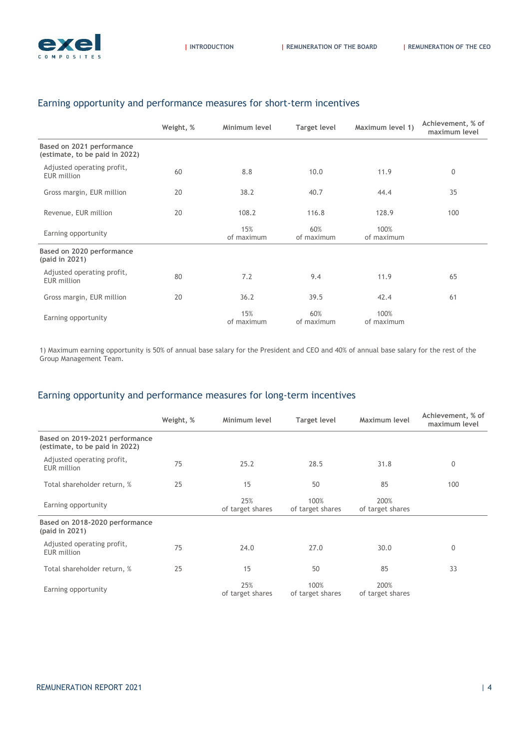## Earning opportunity and performance measures for short-term incentives

| | Weight, % | Minimum level | Target level | Maximum level 1) | Achievement, % of maximum level |
|---|---|---|---|---|---|
| **Based on 2021 performance (estimate, to be paid in 2022)** | | | | | |
| Adjusted operating profit, EUR million | 60 | 8.8 | 10.0 | 11.9 | 0 |
| Gross margin, EUR million | 20 | 38.2 | 40.7 | 44.4 | 35 |
| Revenue, EUR million | 20 | 108.2 | 116.8 | 128.9 | 100 |
| Earning opportunity | | 15% of maximum | 60% of maximum | 100% of maximum | |
| **Based on 2020 performance (paid in 2021)** | | | | | |
| Adjusted operating profit, EUR million | 80 | 7.2 | 9.4 | 11.9 | 65 |
| Gross margin, EUR million | 20 | 36.2 | 39.5 | 42.4 | 61 |
| Earning opportunity | | 15% of maximum | 60% of maximum | 100% of maximum | |

1) Maximum earning opportunity is 50% of annual base salary for the President and CEO and 40% of annual base salary for the rest of the Group Management Team.

## Earning opportunity and performance measures for long-term incentives

| | Weight, % | Minimum level | Target level | Maximum level | Achievement, % of maximum level |
|---|---|---|---|---|---|
| **Based on 2019-2021 performance (estimate, to be paid in 2022)** | | | | | |
| Adjusted operating profit, EUR million | 75 | 25.2 | 28.5 | 31.8 | 0 |
| Total shareholder return, % | 25 | 15 | 50 | 85 | 100 |
| Earning opportunity | | 25% of target shares | 100% of target shares | 200% of target shares | |
| **Based on 2018-2020 performance (paid in 2021)** | | | | | |
| Adjusted operating profit, EUR million | 75 | 24.0 | 27.0 | 30.0 | 0 |
| Total shareholder return, % | 25 | 15 | 50 | 85 | 33 |
| Earning opportunity | | 25% of target shares | 100% of target shares | 200% of target shares | |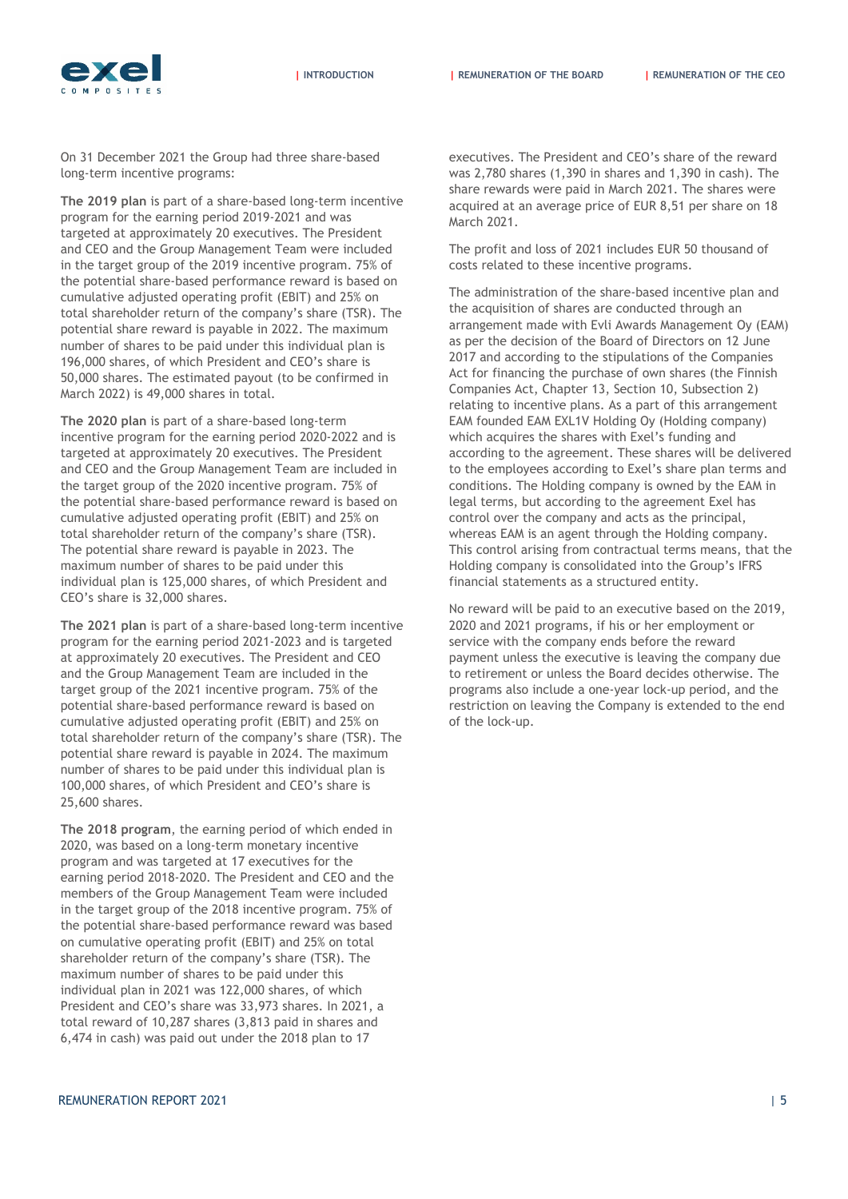On 31 December 2021 the Group had three share-based long-term incentive programs:

**The 2019 plan** is part of a share-based long-term incentive program for the earning period 2019-2021 and was targeted at approximately 20 executives. The President and CEO and the Group Management Team were included in the target group of the 2019 incentive program. 75% of the potential share-based performance reward is based on cumulative adjusted operating profit (EBIT) and 25% on total shareholder return of the company's share (TSR). The potential share reward is payable in 2022. The maximum number of shares to be paid under this individual plan is 196,000 shares, of which President and CEO's share is 50,000 shares. The estimated payout (to be confirmed in March 2022) is 49,000 shares in total.

**The 2020 plan** is part of a share-based long-term incentive program for the earning period 2020-2022 and is targeted at approximately 20 executives. The President and CEO and the Group Management Team are included in the target group of the 2020 incentive program. 75% of the potential share-based performance reward is based on cumulative adjusted operating profit (EBIT) and 25% on total shareholder return of the company's share (TSR). The potential share reward is payable in 2023. The maximum number of shares to be paid under this individual plan is 125,000 shares, of which President and CEO's share is 32,000 shares.

**The 2021 plan** is part of a share-based long-term incentive program for the earning period 2021-2023 and is targeted at approximately 20 executives. The President and CEO and the Group Management Team are included in the target group of the 2021 incentive program. 75% of the potential share-based performance reward is based on cumulative adjusted operating profit (EBIT) and 25% on total shareholder return of the company's share (TSR). The potential share reward is payable in 2024. The maximum number of shares to be paid under this individual plan is 100,000 shares, of which President and CEO's share is 25,600 shares.

**The 2018 program**, the earning period of which ended in 2020, was based on a long-term monetary incentive program and was targeted at 17 executives for the earning period 2018-2020. The President and CEO and the members of the Group Management Team were included in the target group of the 2018 incentive program. 75% of the potential share-based performance reward was based on cumulative operating profit (EBIT) and 25% on total shareholder return of the company's share (TSR). The maximum number of shares to be paid under this individual plan in 2021 was 122,000 shares, of which President and CEO's share was 33,973 shares. In 2021, a total reward of 10,287 shares (3,813 paid in shares and 6,474 in cash) was paid out under the 2018 plan to 17 executives. The President and CEO's share of the reward was 2,780 shares (1,390 in shares and 1,390 in cash). The share rewards were paid in March 2021. The shares were acquired at an average price of EUR 8,51 per share on 18 March 2021.

The profit and loss of 2021 includes EUR 50 thousand of costs related to these incentive programs.

The administration of the share-based incentive plan and the acquisition of shares are conducted through an arrangement made with Evli Awards Management Oy (EAM) as per the decision of the Board of Directors on 12 June 2017 and according to the stipulations of the Companies Act for financing the purchase of own shares (the Finnish Companies Act, Chapter 13, Section 10, Subsection 2) relating to incentive plans. As a part of this arrangement EAM founded EAM EXL1V Holding Oy (Holding company) which acquires the shares with Exel's funding and according to the agreement. These shares will be delivered to the employees according to Exel's share plan terms and conditions. The Holding company is owned by the EAM in legal terms, but according to the agreement Exel has control over the company and acts as the principal, whereas EAM is an agent through the Holding company. This control arising from contractual terms means, that the Holding company is consolidated into the Group's IFRS financial statements as a structured entity.

No reward will be paid to an executive based on the 2019, 2020 and 2021 programs, if his or her employment or service with the company ends before the reward payment unless the executive is leaving the company due to retirement or unless the Board decides otherwise. The programs also include a one-year lock-up period, and the restriction on leaving the Company is extended to the end of the lock-up.